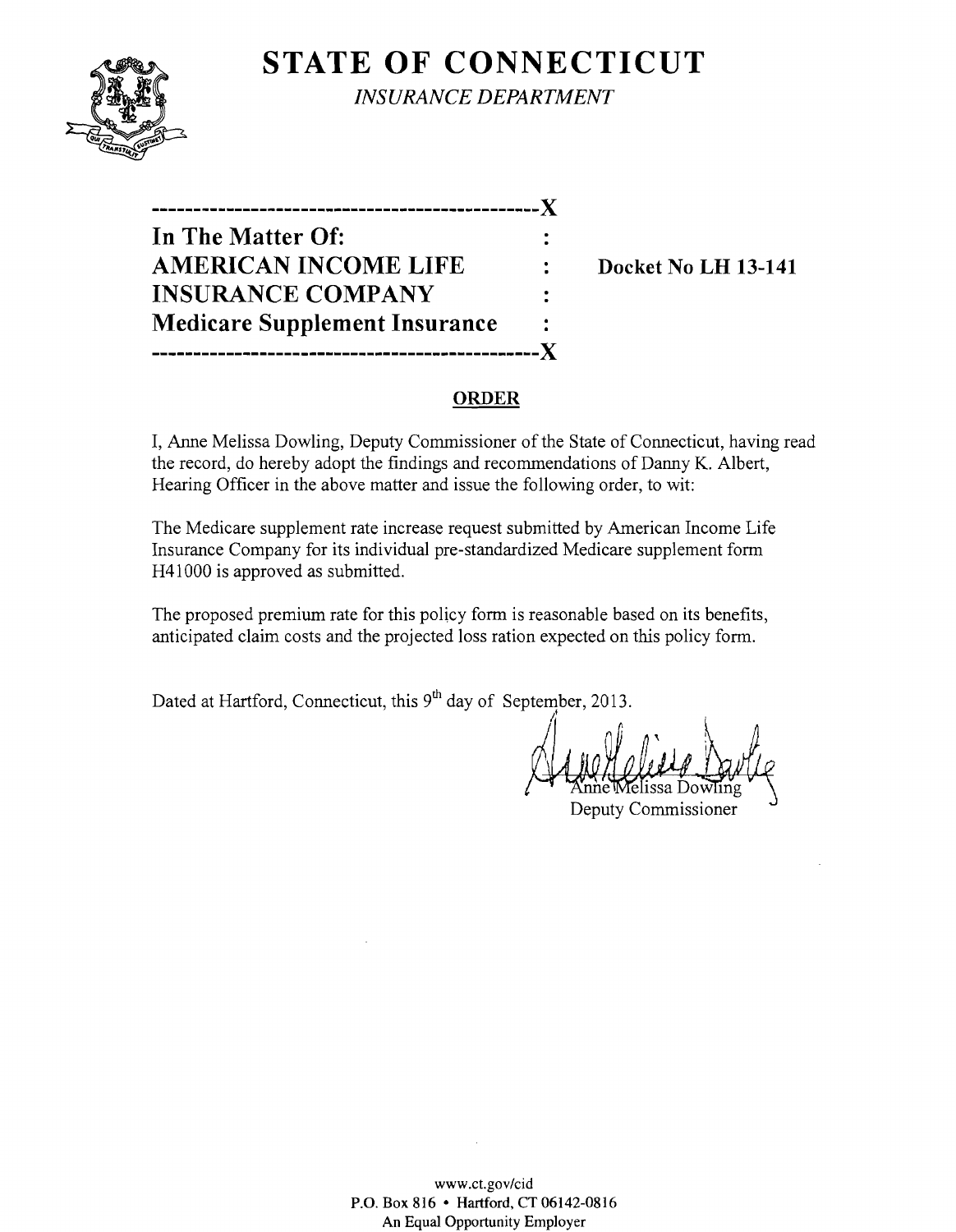# STATE OF CONNECTICUT

*INSURANCE DEPARTMENT*

----------------------------------------------X

**In The Matter Of:** :

**AMERICAN INCOME LIFE** : **Docket No LH 13-141**

**INSURANCE COMPANY** :

**Medicare Supplement Insurance** :

----------------------------------------------X

## ORDER

I, Anne Melissa Dowling, Deputy Commissioner of the State of Connecticut, having read the record, do hereby adopt the findings and recommendations of Danny K. Albert, Hearing Officer in the above matter and issue the following order, to wit:

The Medicare supplement rate increase request submitted by American Income Life Insurance Company for its individual pre-standardized Medicare supplement form H41000 is approved as submitted.

The proposed premium rate for this policy form is reasonable based on its benefits, anticipated claim costs and the projected loss ration expected on this policy form.

Dated at Hartford, Connecticut, this 9th day of September, 2013.

Anne Melissa Dowling
Deputy Commissioner

www.ct.gov/cid
P.O. Box 816 • Hartford, CT 06142-0816
An Equal Opportunity Employer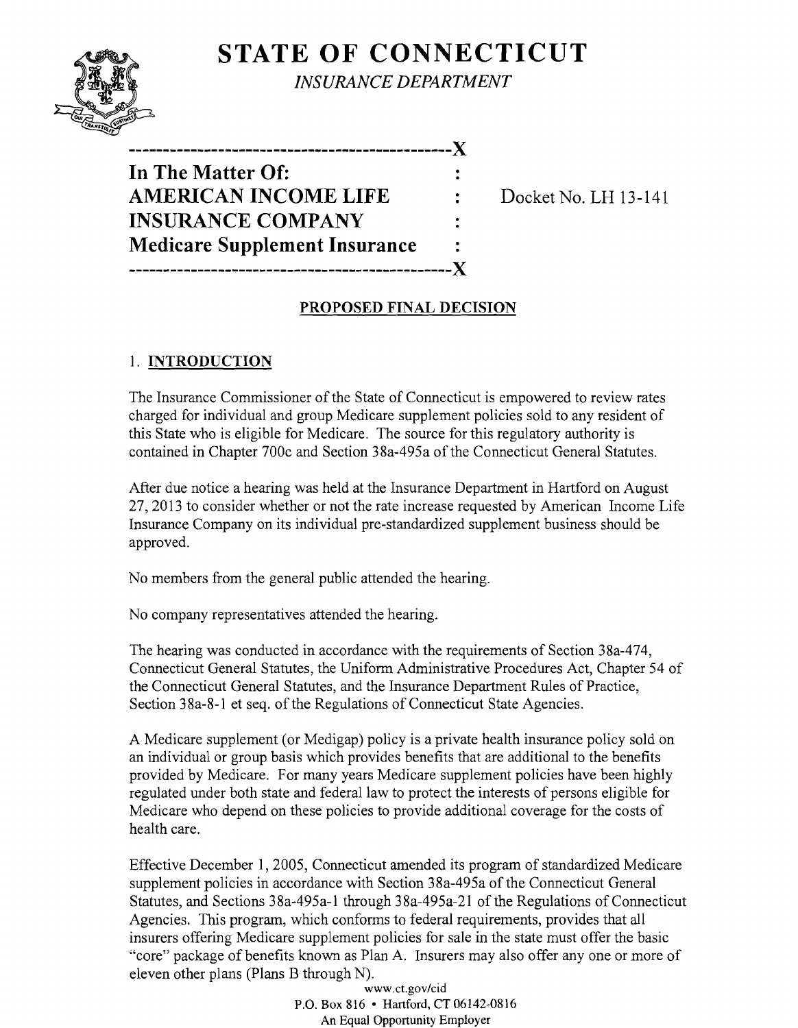# STATE OF CONNECTICUT

*INSURANCE DEPARTMENT*

```
----------------------------------------------X
In The Matter Of:                             :
AMERICAN INCOME LIFE                          :     Docket No. LH 13-141
INSURANCE COMPANY                             :
Medicare Supplement Insurance                 :
----------------------------------------------X
```

## PROPOSED FINAL DECISION

### 1. INTRODUCTION

The Insurance Commissioner of the State of Connecticut is empowered to review rates charged for individual and group Medicare supplement policies sold to any resident of this State who is eligible for Medicare. The source for this regulatory authority is contained in Chapter 700c and Section 38a-495a of the Connecticut General Statutes.

After due notice a hearing was held at the Insurance Department in Hartford on August 27, 2013 to consider whether or not the rate increase requested by American Income Life Insurance Company on its individual pre-standardized supplement business should be approved.

No members from the general public attended the hearing.

No company representatives attended the hearing.

The hearing was conducted in accordance with the requirements of Section 38a-474, Connecticut General Statutes, the Uniform Administrative Procedures Act, Chapter 54 of the Connecticut General Statutes, and the Insurance Department Rules of Practice, Section 38a-8-1 et seq. of the Regulations of Connecticut State Agencies.

A Medicare supplement (or Medigap) policy is a private health insurance policy sold on an individual or group basis which provides benefits that are additional to the benefits provided by Medicare. For many years Medicare supplement policies have been highly regulated under both state and federal law to protect the interests of persons eligible for Medicare who depend on these policies to provide additional coverage for the costs of health care.

Effective December 1, 2005, Connecticut amended its program of standardized Medicare supplement policies in accordance with Section 38a-495a of the Connecticut General Statutes, and Sections 38a-495a-1 through 38a-495a-21 of the Regulations of Connecticut Agencies. This program, which conforms to federal requirements, provides that all insurers offering Medicare supplement policies for sale in the state must offer the basic "core" package of benefits known as Plan A. Insurers may also offer any one or more of eleven other plans (Plans B through N).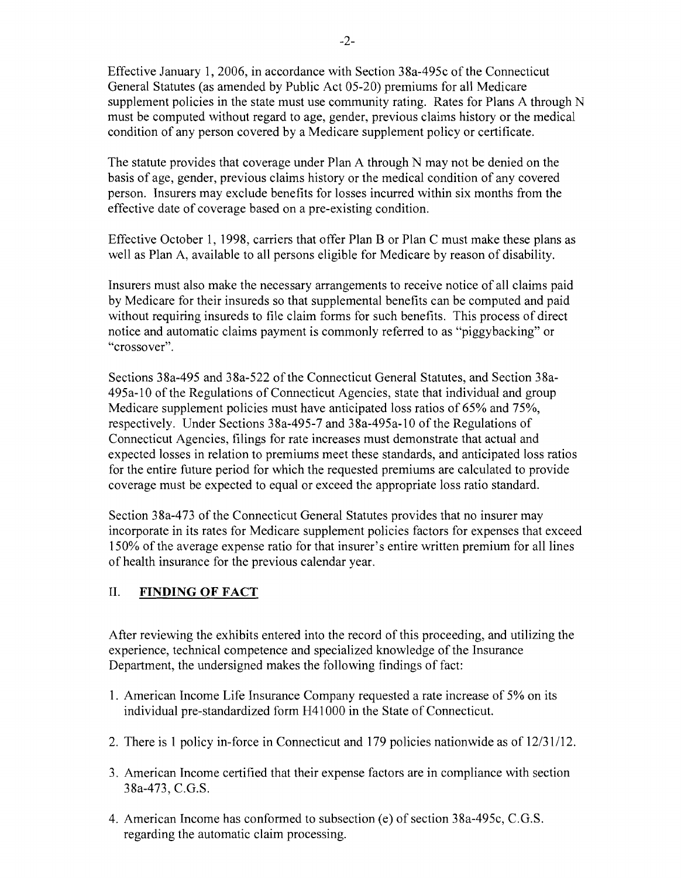Effective January 1, 2006, in accordance with Section 38a-495c of the Connecticut General Statutes (as amended by Public Act 05-20) premiums for all Medicare supplement policies in the state must use community rating. Rates for Plans A through N must be computed without regard to age, gender, previous claims history or the medical condition of any person covered by a Medicare supplement policy or certificate.

The statute provides that coverage under Plan A through N may not be denied on the basis of age, gender, previous claims history or the medical condition of any covered person. Insurers may exclude benefits for losses incurred within six months from the effective date of coverage based on a pre-existing condition.

Effective October 1, 1998, carriers that offer Plan B or Plan C must make these plans as well as Plan A, available to all persons eligible for Medicare by reason of disability.

Insurers must also make the necessary arrangements to receive notice of all claims paid by Medicare for their insureds so that supplemental benefits can be computed and paid without requiring insureds to file claim forms for such benefits. This process of direct notice and automatic claims payment is commonly referred to as "piggybacking" or "crossover".

Sections 38a-495 and 38a-522 of the Connecticut General Statutes, and Section 38a-495a-10 of the Regulations of Connecticut Agencies, state that individual and group Medicare supplement policies must have anticipated loss ratios of 65% and 75%, respectively. Under Sections 38a-495-7 and 38a-495a-10 of the Regulations of Connecticut Agencies, filings for rate increases must demonstrate that actual and expected losses in relation to premiums meet these standards, and anticipated loss ratios for the entire future period for which the requested premiums are calculated to provide coverage must be expected to equal or exceed the appropriate loss ratio standard.

Section 38a-473 of the Connecticut General Statutes provides that no insurer may incorporate in its rates for Medicare supplement policies factors for expenses that exceed 150% of the average expense ratio for that insurer's entire written premium for all lines of health insurance for the previous calendar year.

## II. FINDING OF FACT

After reviewing the exhibits entered into the record of this proceeding, and utilizing the experience, technical competence and specialized knowledge of the Insurance Department, the undersigned makes the following findings of fact:

1. American Income Life Insurance Company requested a rate increase of 5% on its individual pre-standardized form H41000 in the State of Connecticut.
2. There is 1 policy in-force in Connecticut and 179 policies nationwide as of 12/31/12.
3. American Income certified that their expense factors are in compliance with section 38a-473, C.G.S.
4. American Income has conformed to subsection (e) of section 38a-495c, C.G.S. regarding the automatic claim processing.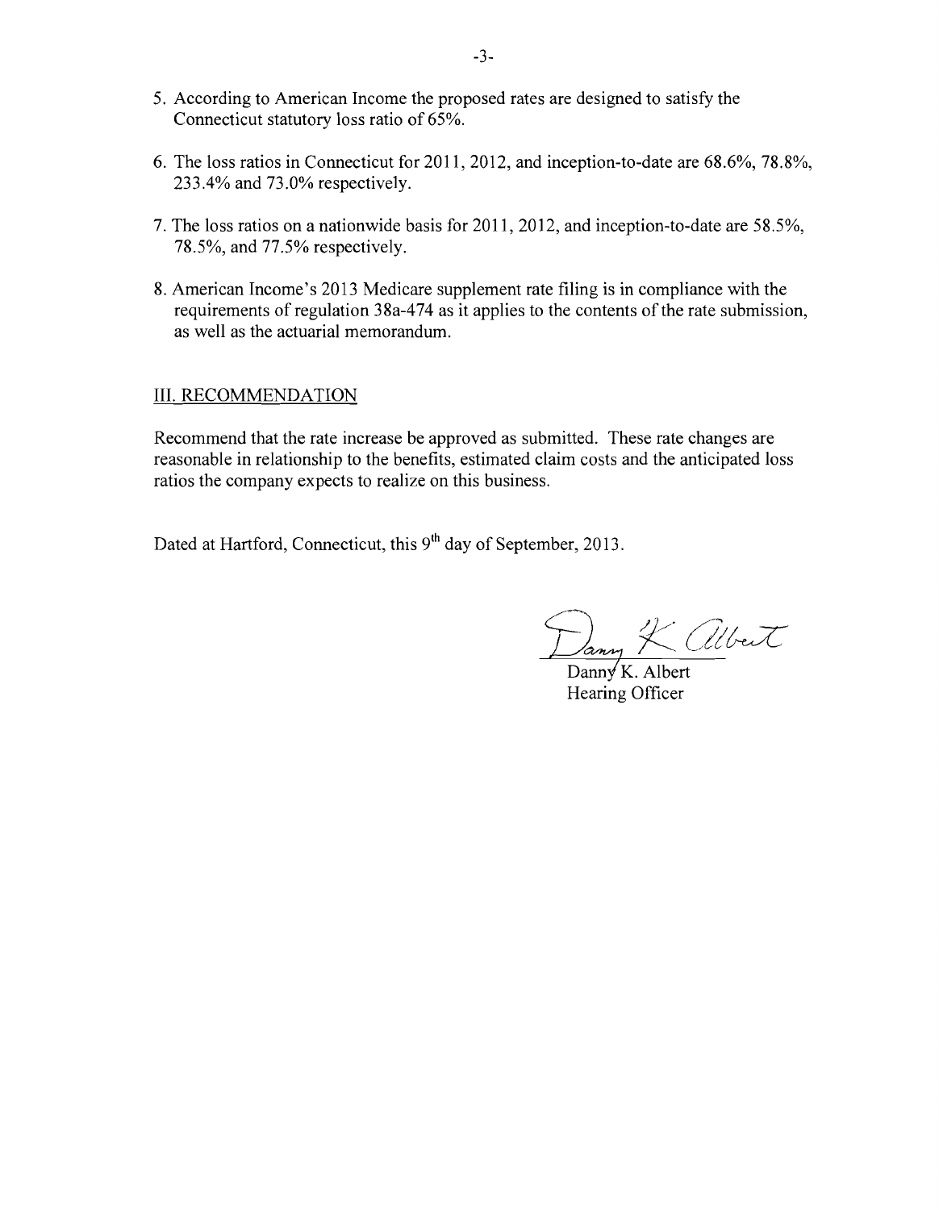5. According to American Income the proposed rates are designed to satisfy the Connecticut statutory loss ratio of 65%.

6. The loss ratios in Connecticut for 2011, 2012, and inception-to-date are 68.6%, 78.8%, 233.4% and 73.0% respectively.

7. The loss ratios on a nationwide basis for 2011, 2012, and inception-to-date are 58.5%, 78.5%, and 77.5% respectively.

8. American Income's 2013 Medicare supplement rate filing is in compliance with the requirements of regulation 38a-474 as it applies to the contents of the rate submission, as well as the actuarial memorandum.

## III. RECOMMENDATION

Recommend that the rate increase be approved as submitted. These rate changes are reasonable in relationship to the benefits, estimated claim costs and the anticipated loss ratios the company expects to realize on this business.

Dated at Hartford, Connecticut, this 9th day of September, 2013.

Danny K. Albert
Hearing Officer